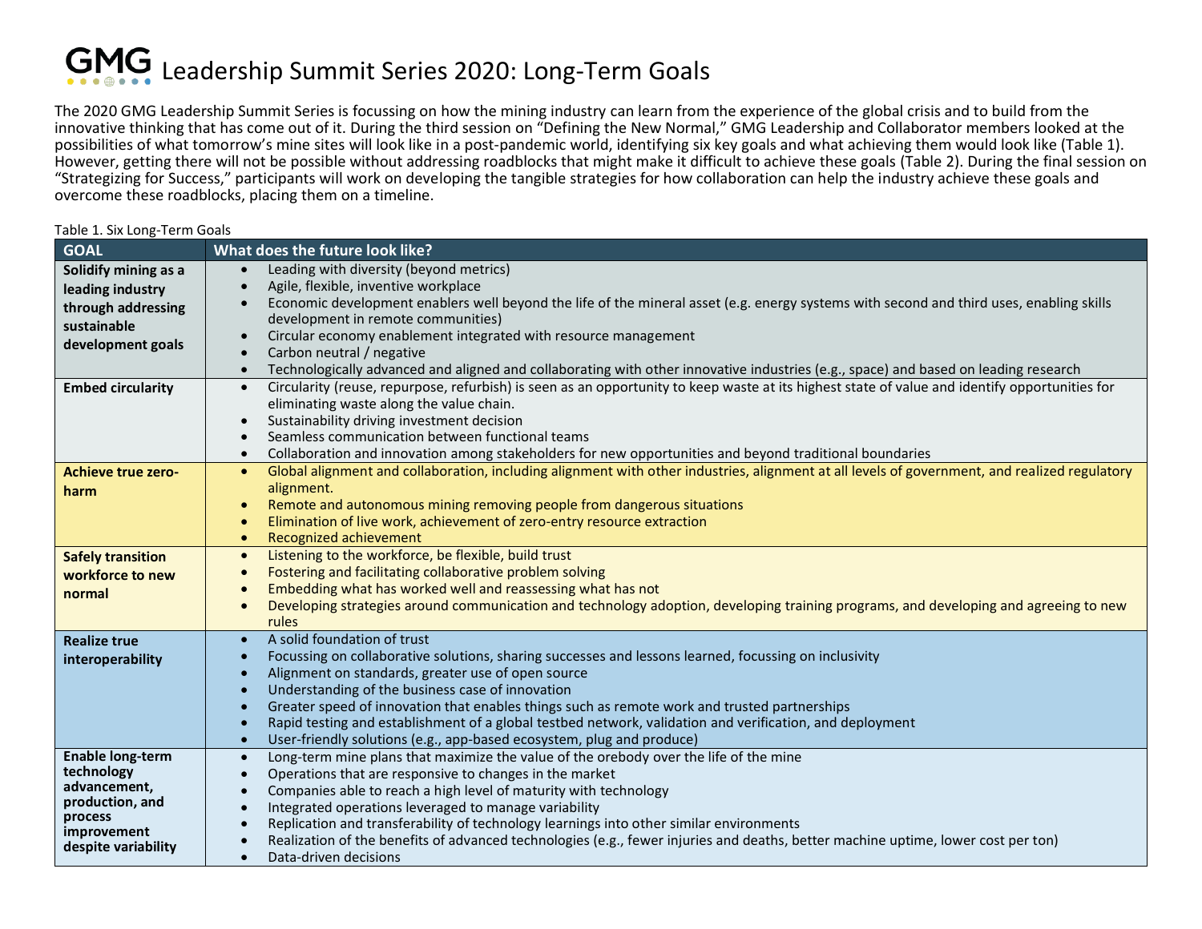# GMG Leadership Summit Series 2020: Long-Term Goals

The 2020 GMG Leadership Summit Series is focussing on how the mining industry can learn from the experience of the global crisis and to build from the innovative thinking that has come out of it. During the third session on "Defining the New Normal," GMG Leadership and Collaborator members looked at the possibilities of what tomorrow's mine sites will look like in a post-pandemic world, identifying six key goals and what achieving them would look like (Table 1). However, getting there will not be possible without addressing roadblocks that might make it difficult to achieve these goals (Table 2). During the final session on "Strategizing for Success," participants will work on developing the tangible strategies for how collaboration can help the industry achieve these goals and overcome these roadblocks, placing them on a timeline.

Table 1. Six Long-Term Goals

| GOAL | What does the future look like? |
|---|---|
| **Solidify mining as a leading industry through addressing sustainable development goals** | • Leading with diversity (beyond metrics)<br>• Agile, flexible, inventive workplace<br>• Economic development enablers well beyond the life of the mineral asset (e.g. energy systems with second and third uses, enabling skills development in remote communities)<br>• Circular economy enablement integrated with resource management<br>• Carbon neutral / negative<br>• Technologically advanced and aligned and collaborating with other innovative industries (e.g., space) and based on leading research |
| **Embed circularity** | • Circularity (reuse, repurpose, refurbish) is seen as an opportunity to keep waste at its highest state of value and identify opportunities for eliminating waste along the value chain.<br>• Sustainability driving investment decision<br>• Seamless communication between functional teams<br>• Collaboration and innovation among stakeholders for new opportunities and beyond traditional boundaries |
| **Achieve true zero-harm** | • Global alignment and collaboration, including alignment with other industries, alignment at all levels of government, and realized regulatory alignment.<br>• Remote and autonomous mining removing people from dangerous situations<br>• Elimination of live work, achievement of zero-entry resource extraction<br>• Recognized achievement |
| **Safely transition workforce to new normal** | • Listening to the workforce, be flexible, build trust<br>• Fostering and facilitating collaborative problem solving<br>• Embedding what has worked well and reassessing what has not<br>• Developing strategies around communication and technology adoption, developing training programs, and developing and agreeing to new rules |
| **Realize true interoperability** | • A solid foundation of trust<br>• Focussing on collaborative solutions, sharing successes and lessons learned, focussing on inclusivity<br>• Alignment on standards, greater use of open source<br>• Understanding of the business case of innovation<br>• Greater speed of innovation that enables things such as remote work and trusted partnerships<br>• Rapid testing and establishment of a global testbed network, validation and verification, and deployment<br>• User-friendly solutions (e.g., app-based ecosystem, plug and produce) |
| **Enable long-term technology advancement, production, and process improvement despite variability** | • Long-term mine plans that maximize the value of the orebody over the life of the mine<br>• Operations that are responsive to changes in the market<br>• Companies able to reach a high level of maturity with technology<br>• Integrated operations leveraged to manage variability<br>• Replication and transferability of technology learnings into other similar environments<br>• Realization of the benefits of advanced technologies (e.g., fewer injuries and deaths, better machine uptime, lower cost per ton)<br>• Data-driven decisions |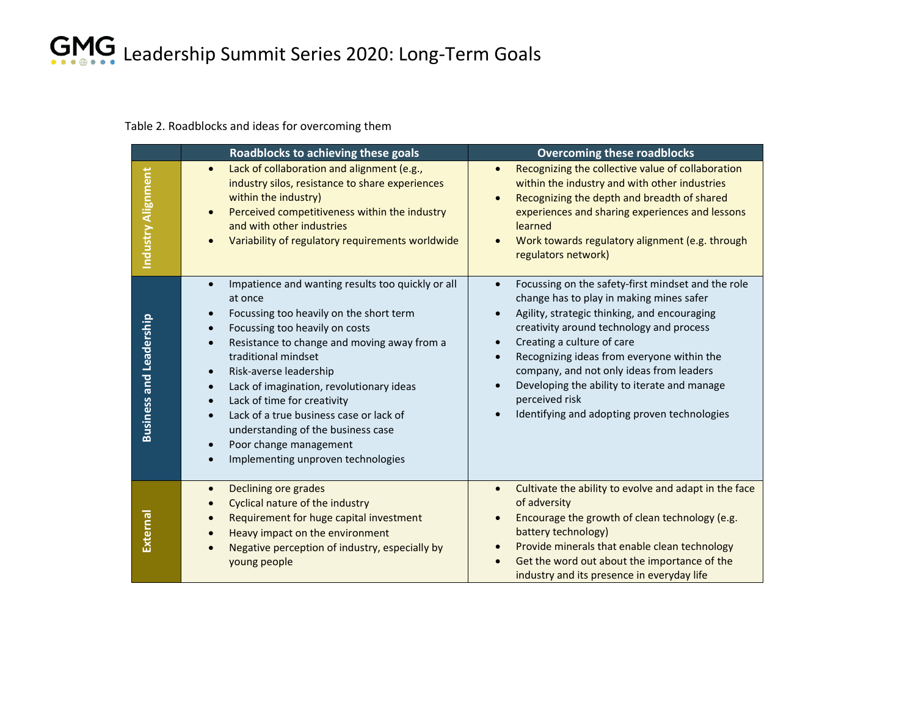# Leadership Summit Series 2020: Long-Term Goals

Table 2. Roadblocks and ideas for overcoming them

| | Roadblocks to achieving these goals | Overcoming these roadblocks |
|---|---|---|
| **Industry Alignment** | • Lack of collaboration and alignment (e.g., industry silos, resistance to share experiences within the industry)<br>• Perceived competitiveness within the industry and with other industries<br>• Variability of regulatory requirements worldwide | • Recognizing the collective value of collaboration within the industry and with other industries<br>• Recognizing the depth and breadth of shared experiences and sharing experiences and lessons learned<br>• Work towards regulatory alignment (e.g. through regulators network) |
| **Business and Leadership** | • Impatience and wanting results too quickly or all at once<br>• Focussing too heavily on the short term<br>• Focussing too heavily on costs<br>• Resistance to change and moving away from a traditional mindset<br>• Risk-averse leadership<br>• Lack of imagination, revolutionary ideas<br>• Lack of time for creativity<br>• Lack of a true business case or lack of understanding of the business case<br>• Poor change management<br>• Implementing unproven technologies | • Focussing on the safety-first mindset and the role change has to play in making mines safer<br>• Agility, strategic thinking, and encouraging creativity around technology and process<br>• Creating a culture of care<br>• Recognizing ideas from everyone within the company, and not only ideas from leaders<br>• Developing the ability to iterate and manage perceived risk<br>• Identifying and adopting proven technologies |
| **External** | • Declining ore grades<br>• Cyclical nature of the industry<br>• Requirement for huge capital investment<br>• Heavy impact on the environment<br>• Negative perception of industry, especially by young people | • Cultivate the ability to evolve and adapt in the face of adversity<br>• Encourage the growth of clean technology (e.g. battery technology)<br>• Provide minerals that enable clean technology<br>• Get the word out about the importance of the industry and its presence in everyday life |